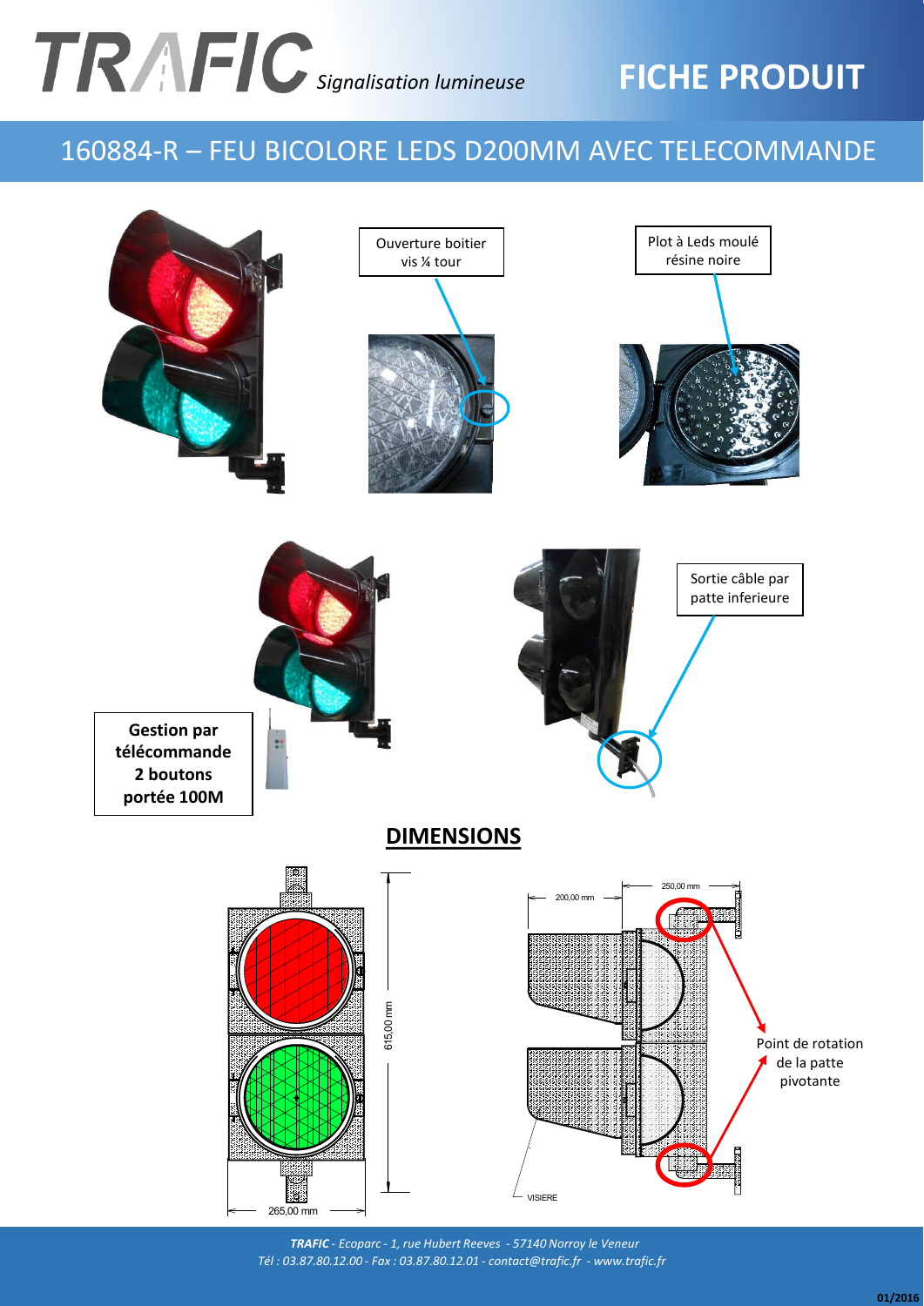# TRAFIC *Signalisation lumineuse*

# FICHE PRODUIT

## 160884-R – FEU BICOLORE LEDS D200MM AVEC TELECOMMANDE

Ouverture boitier vis ¼ tour

Plot à Leds moulé résine noire

**Gestion par télécommande 2 boutons portée 100M**

Sortie câble par patte inferieure

## DIMENSIONS

615,00 mm

265,00 mm

200,00 mm

250,00 mm

VISIERE

Point de rotation de la patte pivotante

*TRAFIC - Ecoparc - 1, rue Hubert Reeves - 57140 Norroy le Veneur*
*Tél : 03.87.80.12.00 - Fax : 03.87.80.12.01 - contact@trafic.fr - www.trafic.fr*

01/2016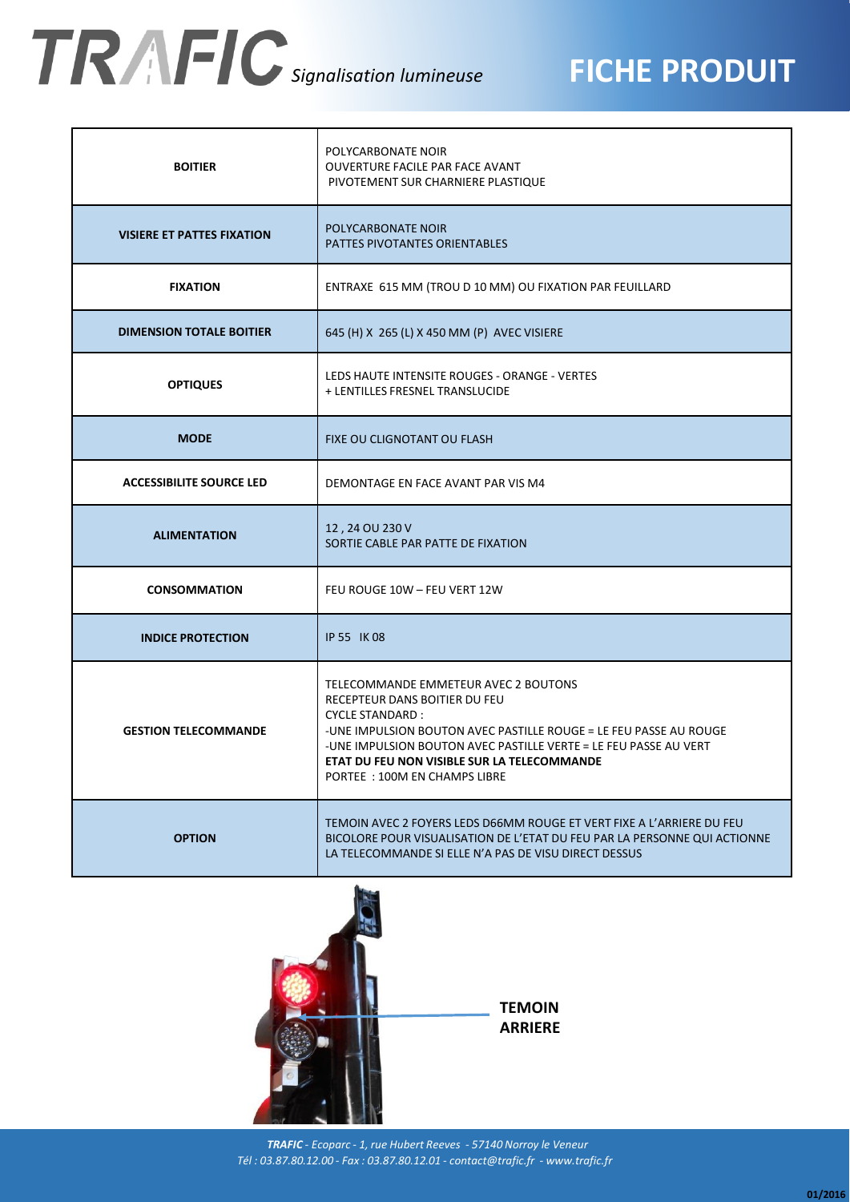# TRAFIC *Signalisation lumineuse*

# FICHE PRODUIT

| | |
|---|---|
| **BOITIER** | POLYCARBONATE NOIR<br>OUVERTURE FACILE PAR FACE AVANT<br>PIVOTEMENT SUR CHARNIERE PLASTIQUE |
| **VISIERE ET PATTES FIXATION** | POLYCARBONATE NOIR<br>PATTES PIVOTANTES ORIENTABLES |
| **FIXATION** | ENTRAXE 615 MM (TROU D 10 MM) OU FIXATION PAR FEUILLARD |
| **DIMENSION TOTALE BOITIER** | 645 (H) X 265 (L) X 450 MM (P) AVEC VISIERE |
| **OPTIQUES** | LEDS HAUTE INTENSITE ROUGES - ORANGE - VERTES<br>+ LENTILLES FRESNEL TRANSLUCIDE |
| **MODE** | FIXE OU CLIGNOTANT OU FLASH |
| **ACCESSIBILITE SOURCE LED** | DEMONTAGE EN FACE AVANT PAR VIS M4 |
| **ALIMENTATION** | 12 , 24 OU 230 V<br>SORTIE CABLE PAR PATTE DE FIXATION |
| **CONSOMMATION** | FEU ROUGE 10W – FEU VERT 12W |
| **INDICE PROTECTION** | IP 55 IK 08 |
| **GESTION TELECOMMANDE** | TELECOMMANDE EMMETEUR AVEC 2 BOUTONS<br>RECEPTEUR DANS BOITIER DU FEU<br>CYCLE STANDARD :<br>-UNE IMPULSION BOUTON AVEC PASTILLE ROUGE = LE FEU PASSE AU ROUGE<br>-UNE IMPULSION BOUTON AVEC PASTILLE VERTE = LE FEU PASSE AU VERT<br>**ETAT DU FEU NON VISIBLE SUR LA TELECOMMANDE**<br>PORTEE : 100M EN CHAMPS LIBRE |
| **OPTION** | TEMOIN AVEC 2 FOYERS LEDS D66MM ROUGE ET VERT FIXE A L'ARRIERE DU FEU BICOLORE POUR VISUALISATION DE L'ETAT DU FEU PAR LA PERSONNE QUI ACTIONNE LA TELECOMMANDE SI ELLE N'A PAS DE VISU DIRECT DESSUS |

**TEMOIN ARRIERE**

*TRAFIC - Ecoparc - 1, rue Hubert Reeves - 57140 Norroy le Veneur*
*Tél : 03.87.80.12.00 - Fax : 03.87.80.12.01 - contact@trafic.fr - www.trafic.fr*

01/2016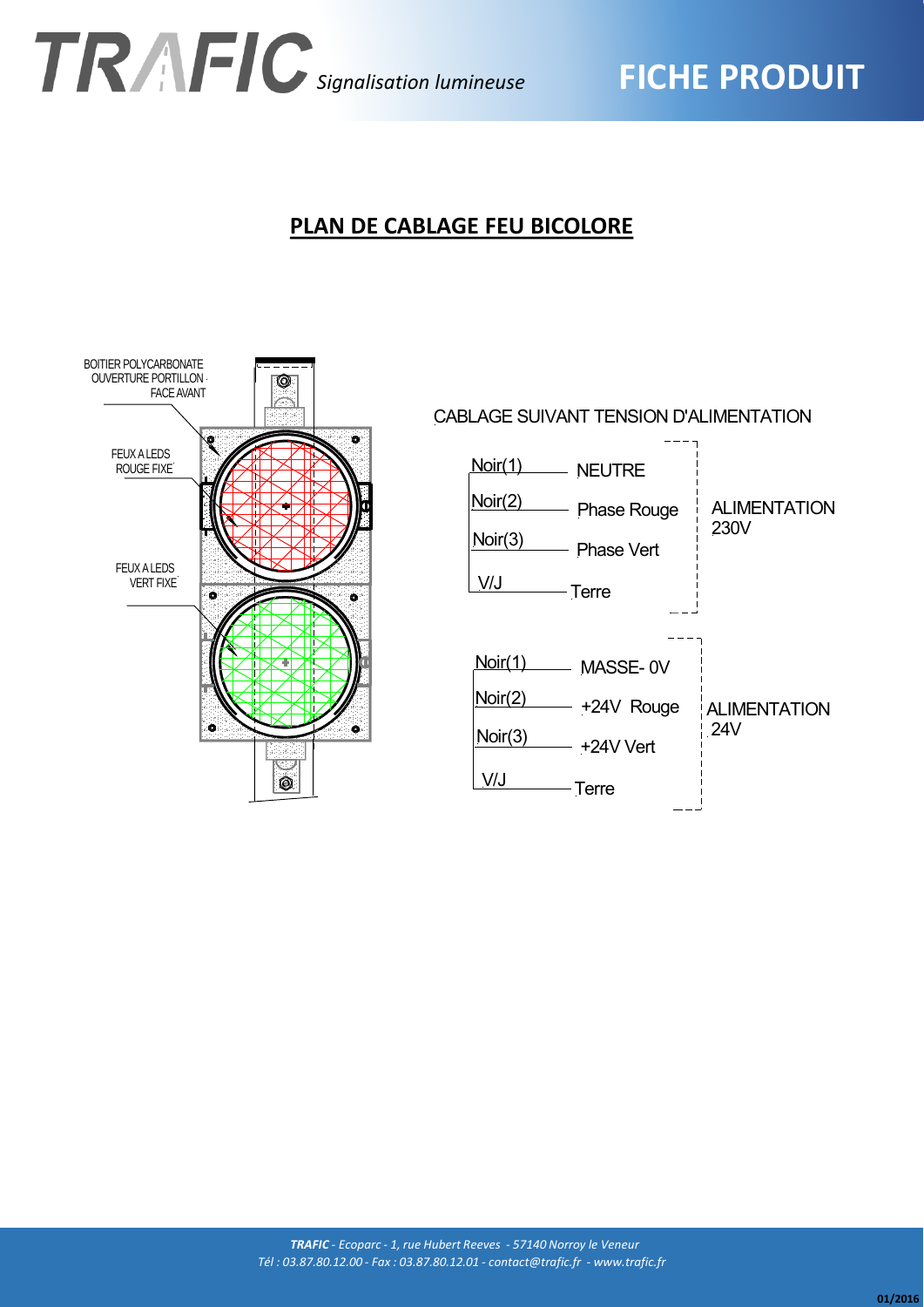# TRAFIC *Signalisation lumineuse*

# FICHE PRODUIT

## PLAN DE CABLAGE FEU BICOLORE

BOITIER POLYCARBONATE
OUVERTURE PORTILLON
FACE AVANT

FEUX A LEDS
ROUGE FIXE

FEUX A LEDS
VERT FIXE

CABLAGE SUIVANT TENSION D'ALIMENTATION

Noir(1) NEUTRE
Noir(2) Phase Rouge
Noir(3) Phase Vert
V/J Terre

ALIMENTATION
230V

Noir(1) MASSE- 0V
Noir(2) +24V Rouge
Noir(3) +24V Vert
V/J Terre

ALIMENTATION
24V

***TRAFIC** - Ecoparc - 1, rue Hubert Reeves - 57140 Norroy le Veneur*
*Tél : 03.87.80.12.00 - Fax : 03.87.80.12.01 - contact@trafic.fr - www.trafic.fr*

01/2016